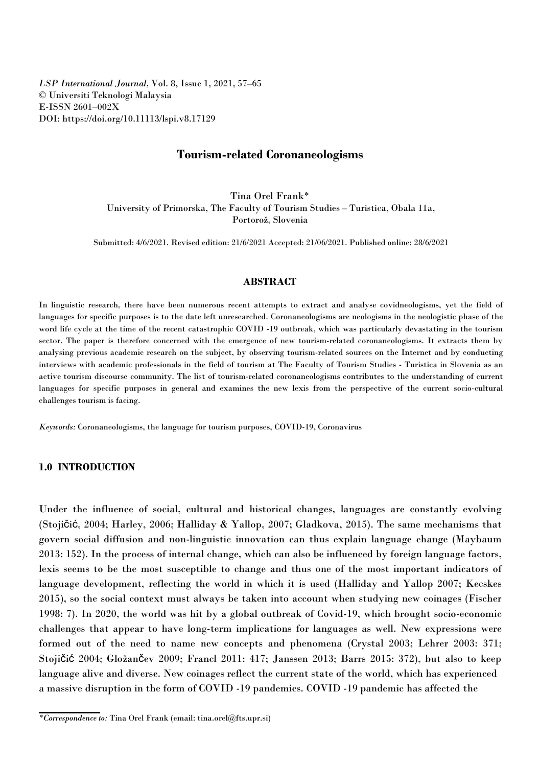*LSP International Journal*, Vol. 8, Issue 1, 2021, 57–65
© Universiti Teknologi Malaysia
E-ISSN 2601–002X
DOI: https://doi.org/10.11113/lspi.v8.17129

# Tourism-related Coronaneologisms

Tina Orel Frank*
University of Primorska, The Faculty of Tourism Studies – Turistica, Obala 11a, Portorož, Slovenia

Submitted: 4/6/2021. Revised edition: 21/6/2021 Accepted: 21/06/2021. Published online: 28/6/2021

## ABSTRACT

In linguistic research, there have been numerous recent attempts to extract and analyse covidneologisms, yet the field of languages for specific purposes is to the date left unresearched. Coronaneologisms are neologisms in the neologistic phase of the word life cycle at the time of the recent catastrophic COVID -19 outbreak, which was particularly devastating in the tourism sector. The paper is therefore concerned with the emergence of new tourism-related coronaneologisms. It extracts them by analysing previous academic research on the subject, by observing tourism-related sources on the Internet and by conducting interviews with academic professionals in the field of tourism at The Faculty of Tourism Studies - Turistica in Slovenia as an active tourism discourse community. The list of tourism-related coronaneologisms contributes to the understanding of current languages for specific purposes in general and examines the new lexis from the perspective of the current socio-cultural challenges tourism is facing.

*Keywords:* Coronaneologisms, the language for tourism purposes, COVID-19, Coronavirus

## 1.0 INTRODUCTION

Under the influence of social, cultural and historical changes, languages are constantly evolving (Stojičić, 2004; Harley, 2006; Halliday & Yallop, 2007; Gladkova, 2015). The same mechanisms that govern social diffusion and non-linguistic innovation can thus explain language change (Maybaum 2013: 152). In the process of internal change, which can also be influenced by foreign language factors, lexis seems to be the most susceptible to change and thus one of the most important indicators of language development, reflecting the world in which it is used (Halliday and Yallop 2007; Kecskes 2015), so the social context must always be taken into account when studying new coinages (Fischer 1998: 7). In 2020, the world was hit by a global outbreak of Covid-19, which brought socio-economic challenges that appear to have long-term implications for languages as well. New expressions were formed out of the need to name new concepts and phenomena (Crystal 2003; Lehrer 2003: 371; Stojičić 2004; Gložančev 2009; Francl 2011: 417; Janssen 2013; Barrs 2015: 372), but also to keep language alive and diverse. New coinages reflect the current state of the world, which has experienced a massive disruption in the form of COVID -19 pandemics. COVID -19 pandemic has affected the

*\*Correspondence to:* Tina Orel Frank (email: tina.orel@fts.upr.si)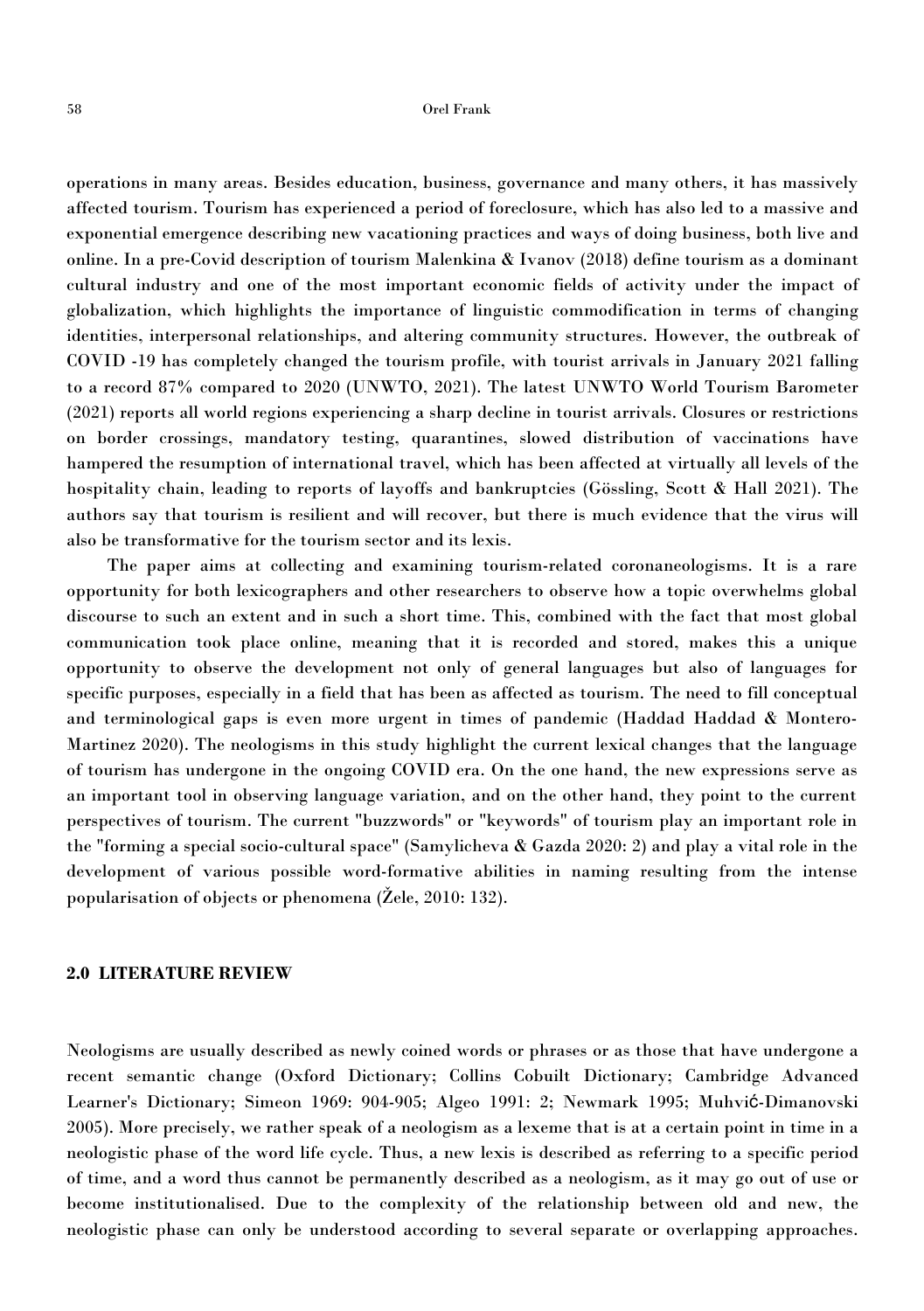operations in many areas. Besides education, business, governance and many others, it has massively affected tourism. Tourism has experienced a period of foreclosure, which has also led to a massive and exponential emergence describing new vacationing practices and ways of doing business, both live and online. In a pre-Covid description of tourism Malenkina & Ivanov (2018) define tourism as a dominant cultural industry and one of the most important economic fields of activity under the impact of globalization, which highlights the importance of linguistic commodification in terms of changing identities, interpersonal relationships, and altering community structures. However, the outbreak of COVID -19 has completely changed the tourism profile, with tourist arrivals in January 2021 falling to a record 87% compared to 2020 (UNWTO, 2021). The latest UNWTO World Tourism Barometer (2021) reports all world regions experiencing a sharp decline in tourist arrivals. Closures or restrictions on border crossings, mandatory testing, quarantines, slowed distribution of vaccinations have hampered the resumption of international travel, which has been affected at virtually all levels of the hospitality chain, leading to reports of layoffs and bankruptcies (Gössling, Scott & Hall 2021). The authors say that tourism is resilient and will recover, but there is much evidence that the virus will also be transformative for the tourism sector and its lexis.

The paper aims at collecting and examining tourism-related coronaneologisms. It is a rare opportunity for both lexicographers and other researchers to observe how a topic overwhelms global discourse to such an extent and in such a short time. This, combined with the fact that most global communication took place online, meaning that it is recorded and stored, makes this a unique opportunity to observe the development not only of general languages but also of languages for specific purposes, especially in a field that has been as affected as tourism. The need to fill conceptual and terminological gaps is even more urgent in times of pandemic (Haddad Haddad & Montero-Martinez 2020). The neologisms in this study highlight the current lexical changes that the language of tourism has undergone in the ongoing COVID era. On the one hand, the new expressions serve as an important tool in observing language variation, and on the other hand, they point to the current perspectives of tourism. The current "buzzwords" or "keywords" of tourism play an important role in the "forming a special socio-cultural space" (Samylicheva & Gazda 2020: 2) and play a vital role in the development of various possible word-formative abilities in naming resulting from the intense popularisation of objects or phenomena (Žele, 2010: 132).

## 2.0 LITERATURE REVIEW

Neologisms are usually described as newly coined words or phrases or as those that have undergone a recent semantic change (Oxford Dictionary; Collins Cobuilt Dictionary; Cambridge Advanced Learner's Dictionary; Simeon 1969: 904-905; Algeo 1991: 2; Newmark 1995; Muhvić-Dimanovski 2005). More precisely, we rather speak of a neologism as a lexeme that is at a certain point in time in a neologistic phase of the word life cycle. Thus, a new lexis is described as referring to a specific period of time, and a word thus cannot be permanently described as a neologism, as it may go out of use or become institutionalised. Due to the complexity of the relationship between old and new, the neologistic phase can only be understood according to several separate or overlapping approaches.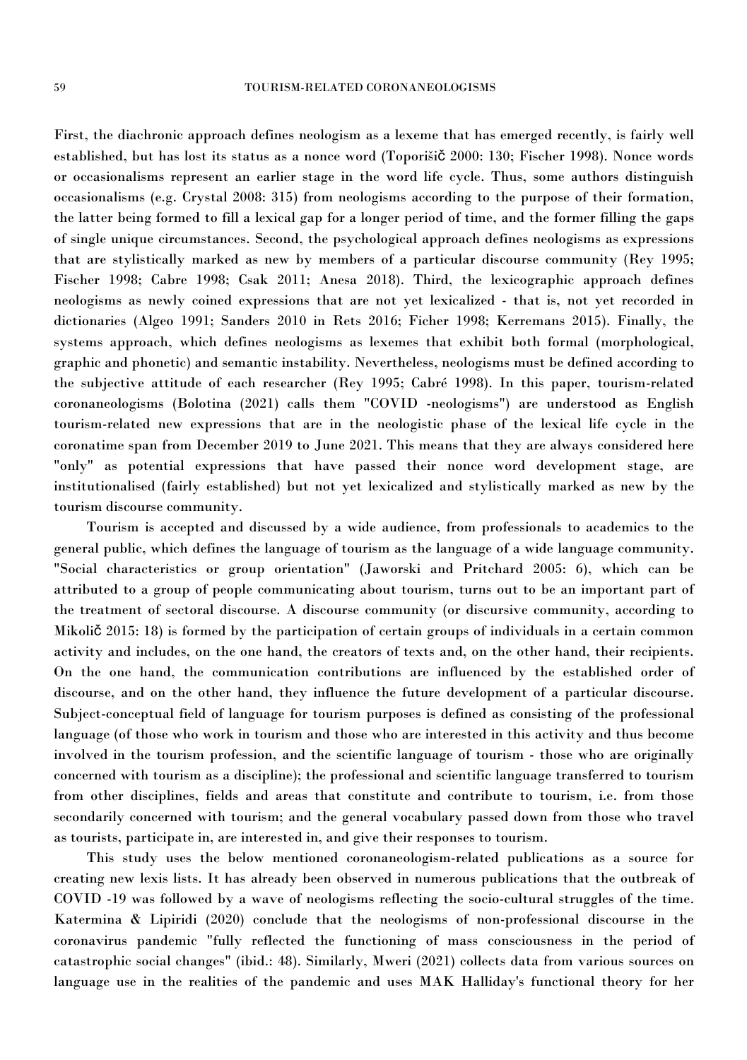First, the diachronic approach defines neologism as a lexeme that has emerged recently, is fairly well established, but has lost its status as a nonce word (Toporišič 2000: 130; Fischer 1998). Nonce words or occasionalisms represent an earlier stage in the word life cycle. Thus, some authors distinguish occasionalisms (e.g. Crystal 2008: 315) from neologisms according to the purpose of their formation, the latter being formed to fill a lexical gap for a longer period of time, and the former filling the gaps of single unique circumstances. Second, the psychological approach defines neologisms as expressions that are stylistically marked as new by members of a particular discourse community (Rey 1995; Fischer 1998; Cabre 1998; Csak 2011; Anesa 2018). Third, the lexicographic approach defines neologisms as newly coined expressions that are not yet lexicalized - that is, not yet recorded in dictionaries (Algeo 1991; Sanders 2010 in Rets 2016; Ficher 1998; Kerremans 2015). Finally, the systems approach, which defines neologisms as lexemes that exhibit both formal (morphological, graphic and phonetic) and semantic instability. Nevertheless, neologisms must be defined according to the subjective attitude of each researcher (Rey 1995; Cabré 1998). In this paper, tourism-related coronaneologisms (Bolotina (2021) calls them "COVID -neologisms") are understood as English tourism-related new expressions that are in the neologistic phase of the lexical life cycle in the coronatime span from December 2019 to June 2021. This means that they are always considered here "only" as potential expressions that have passed their nonce word development stage, are institutionalised (fairly established) but not yet lexicalized and stylistically marked as new by the tourism discourse community.

Tourism is accepted and discussed by a wide audience, from professionals to academics to the general public, which defines the language of tourism as the language of a wide language community. "Social characteristics or group orientation" (Jaworski and Pritchard 2005: 6), which can be attributed to a group of people communicating about tourism, turns out to be an important part of the treatment of sectoral discourse. A discourse community (or discursive community, according to Mikolič 2015: 18) is formed by the participation of certain groups of individuals in a certain common activity and includes, on the one hand, the creators of texts and, on the other hand, their recipients. On the one hand, the communication contributions are influenced by the established order of discourse, and on the other hand, they influence the future development of a particular discourse. Subject-conceptual field of language for tourism purposes is defined as consisting of the professional language (of those who work in tourism and those who are interested in this activity and thus become involved in the tourism profession, and the scientific language of tourism - those who are originally concerned with tourism as a discipline); the professional and scientific language transferred to tourism from other disciplines, fields and areas that constitute and contribute to tourism, i.e. from those secondarily concerned with tourism; and the general vocabulary passed down from those who travel as tourists, participate in, are interested in, and give their responses to tourism.

This study uses the below mentioned coronaneologism-related publications as a source for creating new lexis lists. It has already been observed in numerous publications that the outbreak of COVID -19 was followed by a wave of neologisms reflecting the socio-cultural struggles of the time. Katermina & Lipiridi (2020) conclude that the neologisms of non-professional discourse in the coronavirus pandemic "fully reflected the functioning of mass consciousness in the period of catastrophic social changes" (ibid.: 48). Similarly, Mweri (2021) collects data from various sources on language use in the realities of the pandemic and uses MAK Halliday's functional theory for her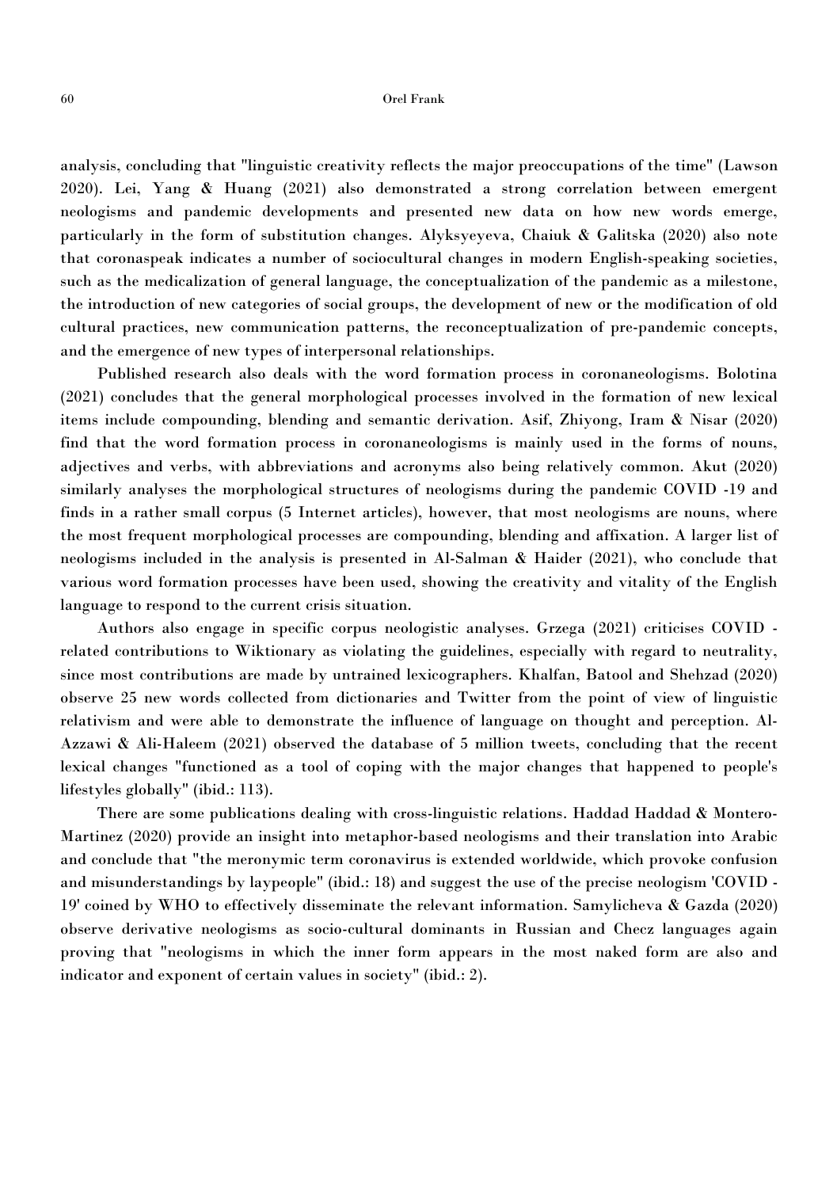analysis, concluding that "linguistic creativity reflects the major preoccupations of the time" (Lawson 2020). Lei, Yang & Huang (2021) also demonstrated a strong correlation between emergent neologisms and pandemic developments and presented new data on how new words emerge, particularly in the form of substitution changes. Alyksyeyeva, Chaiuk & Galitska (2020) also note that coronaspeak indicates a number of sociocultural changes in modern English-speaking societies, such as the medicalization of general language, the conceptualization of the pandemic as a milestone, the introduction of new categories of social groups, the development of new or the modification of old cultural practices, new communication patterns, the reconceptualization of pre-pandemic concepts, and the emergence of new types of interpersonal relationships.

Published research also deals with the word formation process in coronaneologisms. Bolotina (2021) concludes that the general morphological processes involved in the formation of new lexical items include compounding, blending and semantic derivation. Asif, Zhiyong, Iram & Nisar (2020) find that the word formation process in coronaneologisms is mainly used in the forms of nouns, adjectives and verbs, with abbreviations and acronyms also being relatively common. Akut (2020) similarly analyses the morphological structures of neologisms during the pandemic COVID -19 and finds in a rather small corpus (5 Internet articles), however, that most neologisms are nouns, where the most frequent morphological processes are compounding, blending and affixation. A larger list of neologisms included in the analysis is presented in Al-Salman & Haider (2021), who conclude that various word formation processes have been used, showing the creativity and vitality of the English language to respond to the current crisis situation.

Authors also engage in specific corpus neologistic analyses. Grzega (2021) criticises COVID - related contributions to Wiktionary as violating the guidelines, especially with regard to neutrality, since most contributions are made by untrained lexicographers. Khalfan, Batool and Shehzad (2020) observe 25 new words collected from dictionaries and Twitter from the point of view of linguistic relativism and were able to demonstrate the influence of language on thought and perception. Al-Azzawi & Ali-Haleem (2021) observed the database of 5 million tweets, concluding that the recent lexical changes "functioned as a tool of coping with the major changes that happened to people's lifestyles globally" (ibid.: 113).

There are some publications dealing with cross-linguistic relations. Haddad Haddad & Montero-Martinez (2020) provide an insight into metaphor-based neologisms and their translation into Arabic and conclude that "the meronymic term coronavirus is extended worldwide, which provoke confusion and misunderstandings by laypeople" (ibid.: 18) and suggest the use of the precise neologism 'COVID - 19' coined by WHO to effectively disseminate the relevant information. Samylicheva & Gazda (2020) observe derivative neologisms as socio-cultural dominants in Russian and Checz languages again proving that "neologisms in which the inner form appears in the most naked form are also and indicator and exponent of certain values in society" (ibid.: 2).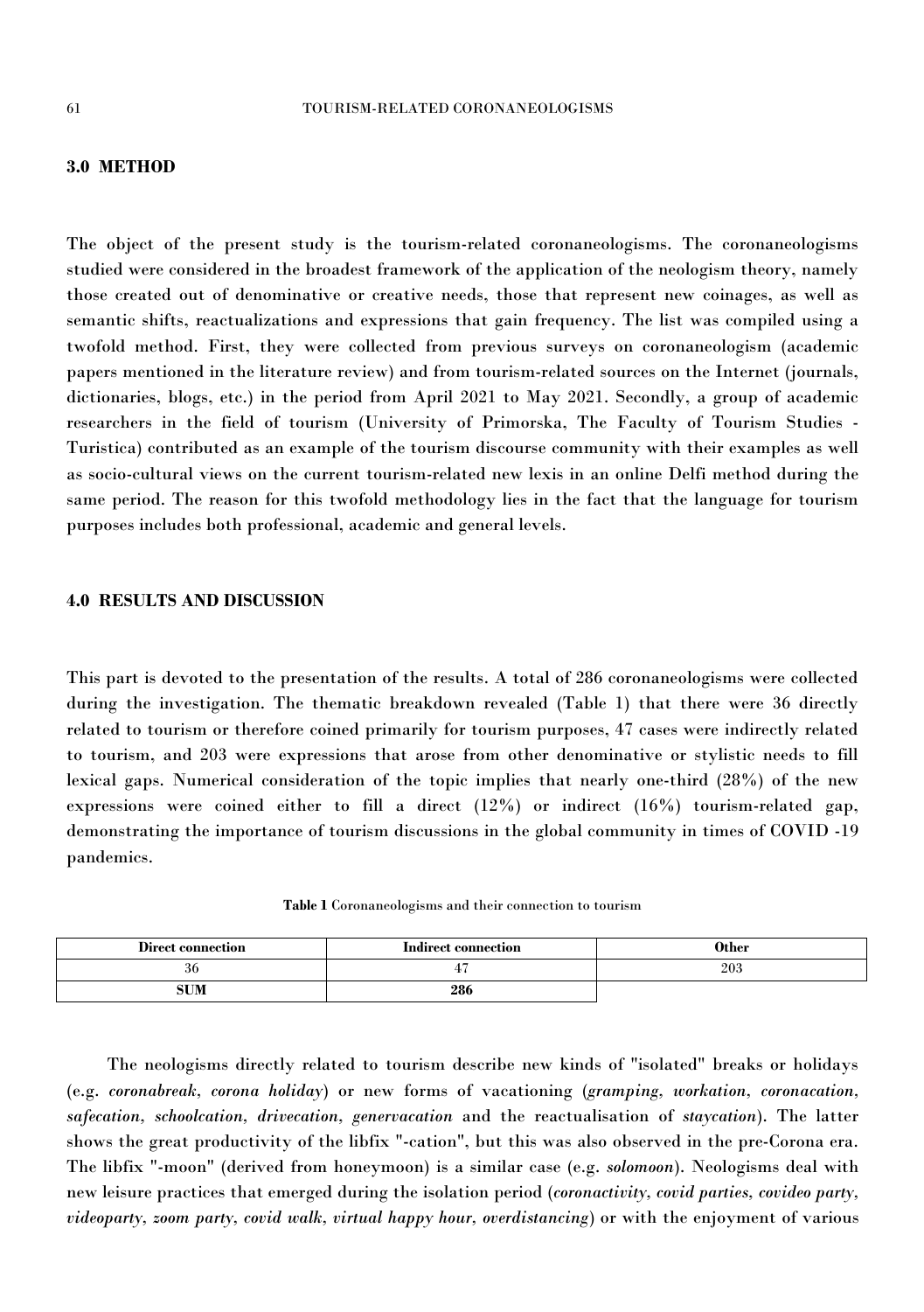## 3.0 METHOD

The object of the present study is the tourism-related coronaneologisms. The coronaneologisms studied were considered in the broadest framework of the application of the neologism theory, namely those created out of denominative or creative needs, those that represent new coinages, as well as semantic shifts, reactualizations and expressions that gain frequency. The list was compiled using a twofold method. First, they were collected from previous surveys on coronaneologism (academic papers mentioned in the literature review) and from tourism-related sources on the Internet (journals, dictionaries, blogs, etc.) in the period from April 2021 to May 2021. Secondly, a group of academic researchers in the field of tourism (University of Primorska, The Faculty of Tourism Studies - Turistica) contributed as an example of the tourism discourse community with their examples as well as socio-cultural views on the current tourism-related new lexis in an online Delfi method during the same period. The reason for this twofold methodology lies in the fact that the language for tourism purposes includes both professional, academic and general levels.

## 4.0 RESULTS AND DISCUSSION

This part is devoted to the presentation of the results. A total of 286 coronaneologisms were collected during the investigation. The thematic breakdown revealed (Table 1) that there were 36 directly related to tourism or therefore coined primarily for tourism purposes, 47 cases were indirectly related to tourism, and 203 were expressions that arose from other denominative or stylistic needs to fill lexical gaps. Numerical consideration of the topic implies that nearly one-third (28%) of the new expressions were coined either to fill a direct (12%) or indirect (16%) tourism-related gap, demonstrating the importance of tourism discussions in the global community in times of COVID -19 pandemics.

**Table 1** Coronaneologisms and their connection to tourism

| Direct connection | Indirect connection | Other |
|---|---|---|
| 36 | 47 | 203 |
| **SUM** | **286** | |

The neologisms directly related to tourism describe new kinds of "isolated" breaks or holidays (e.g. *coronabreak*, *corona holiday*) or new forms of vacationing (*gramping*, *workation*, *coronacation*, *safecation*, *schoolcation*, *drivecation*, *genervacation* and the reactualisation of *staycation*). The latter shows the great productivity of the libfix "-cation", but this was also observed in the pre-Corona era. The libfix "-moon" (derived from honeymoon) is a similar case (e.g. *solomoon*). Neologisms deal with new leisure practices that emerged during the isolation period (*coronactivity*, *covid parties*, *covideo party*, *videoparty*, *zoom party*, *covid walk*, *virtual happy hour*, *overdistancing*) or with the enjoyment of various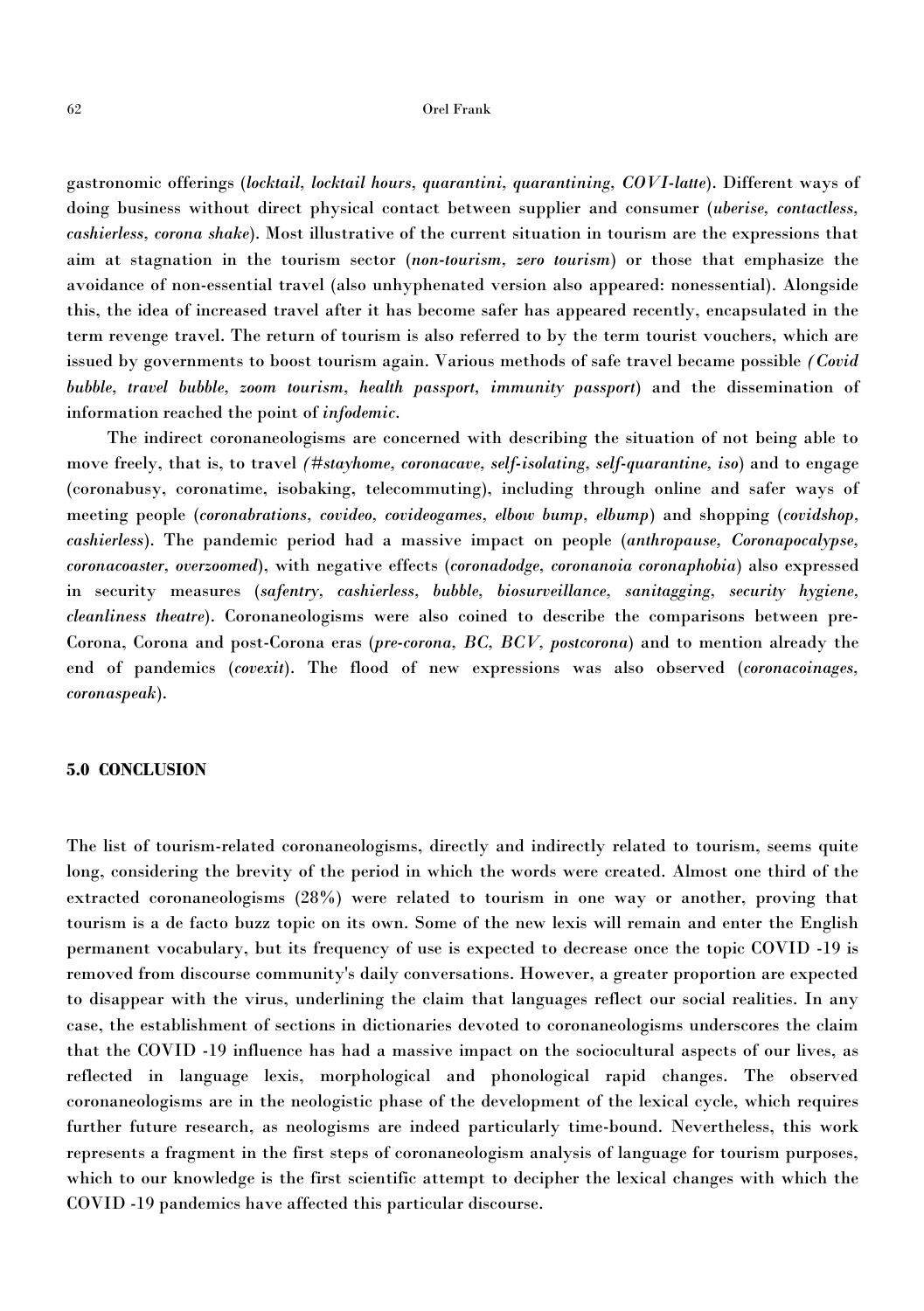gastronomic offerings (*locktail, locktail hours, quarantini, quarantining, COVI-latte*). Different ways of doing business without direct physical contact between supplier and consumer (*uberise, contactless, cashierless, corona shake*). Most illustrative of the current situation in tourism are the expressions that aim at stagnation in the tourism sector (*non-tourism, zero tourism*) or those that emphasize the avoidance of non-essential travel (also unhyphenated version also appeared: nonessential). Alongside this, the idea of increased travel after it has become safer has appeared recently, encapsulated in the term revenge travel. The return of tourism is also referred to by the term tourist vouchers, which are issued by governments to boost tourism again. Various methods of safe travel became possible *(Covid bubble, travel bubble, zoom tourism, health passport, immunity passport*) and the dissemination of information reached the point of *infodemic*.

The indirect coronaneologisms are concerned with describing the situation of not being able to move freely, that is, to travel *(#stayhome, coronacave, self-isolating, self-quarantine, iso*) and to engage (coronabusy, coronatime, isobaking, telecommuting), including through online and safer ways of meeting people (*coronabrations, covideo, covideogames, elbow bump, elbump*) and shopping (*covidshop, cashierless*). The pandemic period had a massive impact on people (*anthropause, Coronapocalypse, coronacoaster, overzoomed*), with negative effects (*coronadodge, coronanoia coronaphobia*) also expressed in security measures (*safentry, cashierless, bubble, biosurveillance, sanitagging, security hygiene, cleanliness theatre*). Coronaneologisms were also coined to describe the comparisons between pre-Corona, Corona and post-Corona eras (*pre-corona, BC, BCV, postcorona*) and to mention already the end of pandemics (*covexit*). The flood of new expressions was also observed (*coronacoinages, coronaspeak*).

## 5.0 CONCLUSION

The list of tourism-related coronaneologisms, directly and indirectly related to tourism, seems quite long, considering the brevity of the period in which the words were created. Almost one third of the extracted coronaneologisms (28%) were related to tourism in one way or another, proving that tourism is a de facto buzz topic on its own. Some of the new lexis will remain and enter the English permanent vocabulary, but its frequency of use is expected to decrease once the topic COVID -19 is removed from discourse community's daily conversations. However, a greater proportion are expected to disappear with the virus, underlining the claim that languages reflect our social realities. In any case, the establishment of sections in dictionaries devoted to coronaneologisms underscores the claim that the COVID -19 influence has had a massive impact on the sociocultural aspects of our lives, as reflected in language lexis, morphological and phonological rapid changes. The observed coronaneologisms are in the neologistic phase of the development of the lexical cycle, which requires further future research, as neologisms are indeed particularly time-bound. Nevertheless, this work represents a fragment in the first steps of coronaneologism analysis of language for tourism purposes, which to our knowledge is the first scientific attempt to decipher the lexical changes with which the COVID -19 pandemics have affected this particular discourse.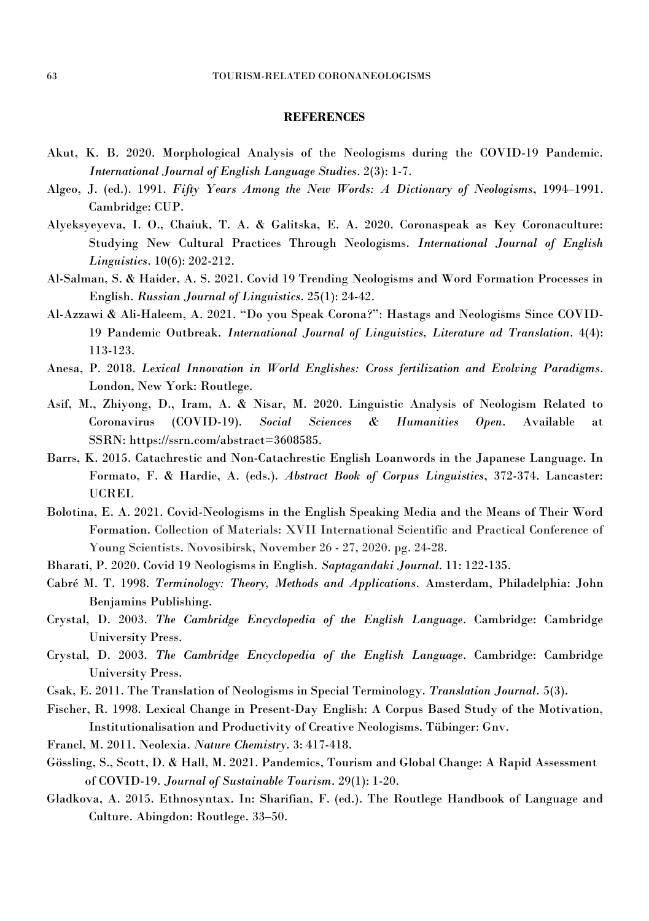## REFERENCES

Akut, K. B. 2020. Morphological Analysis of the Neologisms during the COVID-19 Pandemic. *International Journal of English Language Studies*. 2(3): 1-7.

Algeo, J. (ed.). 1991. *Fifty Years Among the New Words: A Dictionary of Neologisms*, 1994–1991. Cambridge: CUP.

Alyeksyeyeva, I. O., Chaiuk, T. A. & Galitska, E. A. 2020. Coronaspeak as Key Coronaculture: Studying New Cultural Practices Through Neologisms. *International Journal of English Linguistics*. 10(6): 202-212.

Al-Salman, S. & Haider, A. S. 2021. Covid 19 Trending Neologisms and Word Formation Processes in English. *Russian Journal of Linguistics*. 25(1): 24-42.

Al-Azzawi & Ali-Haleem, A. 2021. "Do you Speak Corona?": Hastags and Neologisms Since COVID-19 Pandemic Outbreak. *International Journal of Linguistics, Literature ad Translation*. 4(4): 113-123.

Anesa, P. 2018. *Lexical Innovation in World Englishes: Cross fertilization and Evolving Paradigms*. London, New York: Routlege.

Asif, M., Zhiyong, D., Iram, A. & Nisar, M. 2020. Linguistic Analysis of Neologism Related to Coronavirus (COVID-19). *Social Sciences & Humanities Open*. Available at SSRN: https://ssrn.com/abstract=3608585.

Barrs, K. 2015. Catachrestic and Non-Catachrestic English Loanwords in the Japanese Language. In Formato, F. & Hardie, A. (eds.). *Abstract Book of Corpus Linguistics*, 372-374. Lancaster: UCREL

Bolotina, E. A. 2021. Covid-Neologisms in the English Speaking Media and the Means of Their Word Formation. Collection of Materials: XVII International Scientific and Practical Conference of Young Scientists. Novosibirsk, November 26 - 27, 2020. pg. 24-28.

Bharati, P. 2020. Covid 19 Neologisms in English. *Saptagandaki Journal*. 11: 122-135.

Cabré M. T. 1998. *Terminology: Theory, Methods and Applications*. Amsterdam, Philadelphia: John Benjamins Publishing.

Crystal, D. 2003. *The Cambridge Encyclopedia of the English Language*. Cambridge: Cambridge University Press.

Crystal, D. 2003. *The Cambridge Encyclopedia of the English Language*. Cambridge: Cambridge University Press.

Csak, E. 2011. The Translation of Neologisms in Special Terminology. *Translation Journal*. 5(3).

Fischer, R. 1998. Lexical Change in Present-Day English: A Corpus Based Study of the Motivation, Institutionalisation and Productivity of Creative Neologisms. Tübinger: Gnv.

Francl, M. 2011. Neolexia. *Nature Chemistry*. 3: 417-418.

Gössling, S., Scott, D. & Hall, M. 2021. Pandemics, Tourism and Global Change: A Rapid Assessment of COVID-19. *Journal of Sustainable Tourism*. 29(1): 1-20.

Gladkova, A. 2015. Ethnosyntax. In: Sharifian, F. (ed.). The Routlege Handbook of Language and Culture. Abingdon: Routlege. 33–50.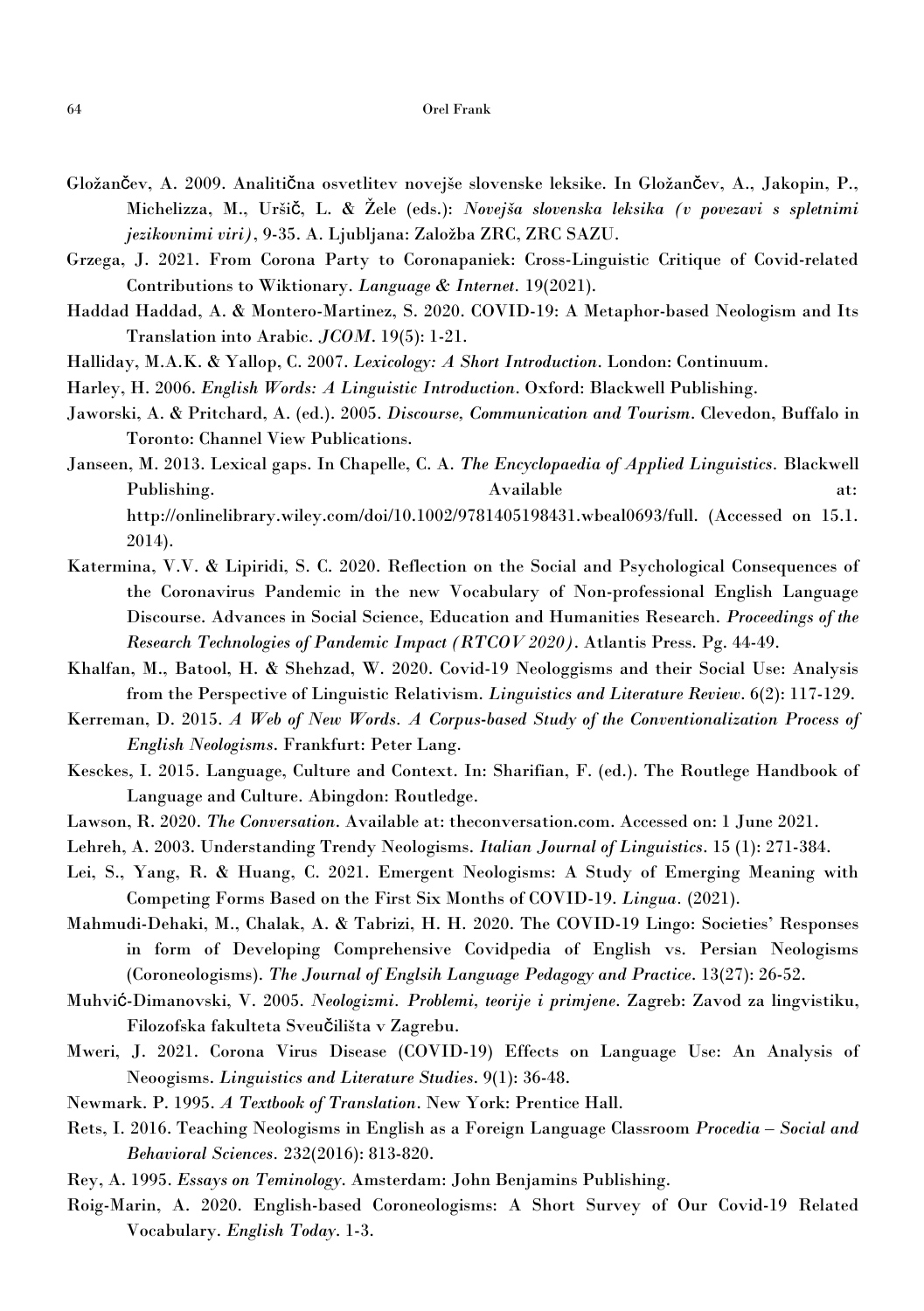Gložančev, A. 2009. Analitična osvetlitev novejše slovenske leksike. In Gložančev, A., Jakopin, P., Michelizza, M., Uršič, L. & Žele (eds.): *Novejša slovenska leksika (v povezavi s spletnimi jezikovnimi viri)*, 9-35. A. Ljubljana: Založba ZRC, ZRC SAZU.

Grzega, J. 2021. From Corona Party to Coronapaniek: Cross-Linguistic Critique of Covid-related Contributions to Wiktionary. *Language & Internet*. 19(2021).

Haddad Haddad, A. & Montero-Martinez, S. 2020. COVID-19: A Metaphor-based Neologism and Its Translation into Arabic. *JCOM*. 19(5): 1-21.

Halliday, M.A.K. & Yallop, C. 2007. *Lexicology: A Short Introduction*. London: Continuum.

Harley, H. 2006. *English Words: A Linguistic Introduction*. Oxford: Blackwell Publishing.

Jaworski, A. & Pritchard, A. (ed.). 2005. *Discourse, Communication and Tourism*. Clevedon, Buffalo in Toronto: Channel View Publications.

Janseen, M. 2013. Lexical gaps. In Chapelle, C. A. *The Encyclopaedia of Applied Linguistics*. Blackwell Publishing. Available at: http://onlinelibrary.wiley.com/doi/10.1002/9781405198431.wbeal0693/full. (Accessed on 15.1. 2014).

Katermina, V.V. & Lipiridi, S. C. 2020. Reflection on the Social and Psychological Consequences of the Coronavirus Pandemic in the new Vocabulary of Non-professional English Language Discourse. Advances in Social Science, Education and Humanities Research. *Proceedings of the Research Technologies of Pandemic Impact (RTCOV 2020)*. Atlantis Press. Pg. 44-49.

Khalfan, M., Batool, H. & Shehzad, W. 2020. Covid-19 Neologgisms and their Social Use: Analysis from the Perspective of Linguistic Relativism. *Linguistics and Literature Review*. 6(2): 117-129.

Kerreman, D. 2015. *A Web of New Words. A Corpus-based Study of the Conventionalization Process of English Neologisms*. Frankfurt: Peter Lang.

Kesckes, I. 2015. Language, Culture and Context. In: Sharifian, F. (ed.). The Routlege Handbook of Language and Culture. Abingdon: Routledge.

Lawson, R. 2020. *The Conversation*. Available at: theconversation.com. Accessed on: 1 June 2021.

Lehreh, A. 2003. Understanding Trendy Neologisms. *Italian Journal of Linguistics*. 15 (1): 271-384.

Lei, S., Yang, R. & Huang, C. 2021. Emergent Neologisms: A Study of Emerging Meaning with Competing Forms Based on the First Six Months of COVID-19. *Lingua*. (2021).

Mahmudi-Dehaki, M., Chalak, A. & Tabrizi, H. H. 2020. The COVID-19 Lingo: Societies' Responses in form of Developing Comprehensive Covidpedia of English vs. Persian Neologisms (Coroneologisms). *The Journal of Englsih Language Pedagogy and Practice*. 13(27): 26-52.

Muhvić-Dimanovski, V. 2005. *Neologizmi. Problemi, teorije i primjene*. Zagreb: Zavod za lingvistiku, Filozofska fakulteta Sveučilišta v Zagrebu.

Mweri, J. 2021. Corona Virus Disease (COVID-19) Effects on Language Use: An Analysis of Neoogisms. *Linguistics and Literature Studies*. 9(1): 36-48.

Newmark. P. 1995. *A Textbook of Translation*. New York: Prentice Hall.

Rets, I. 2016. Teaching Neologisms in English as a Foreign Language Classroom *Procedia – Social and Behavioral Sciences*. 232(2016): 813-820.

Rey, A. 1995. *Essays on Teminology*. Amsterdam: John Benjamins Publishing.

Roig-Marin, A. 2020. English-based Coroneologisms: A Short Survey of Our Covid-19 Related Vocabulary. *English Today*. 1-3.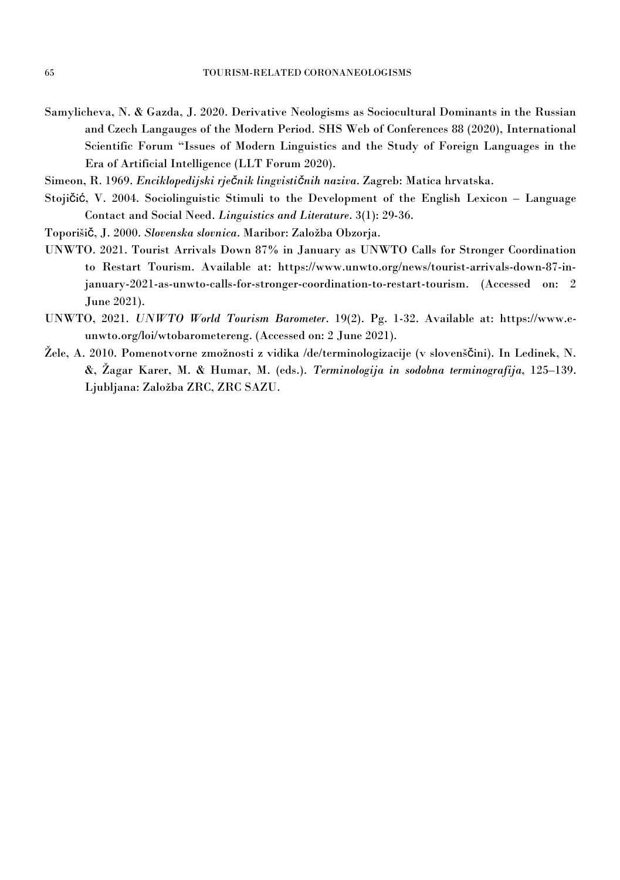Samylicheva, N. & Gazda, J. 2020. Derivative Neologisms as Sociocultural Dominants in the Russian and Czech Langauges of the Modern Period. SHS Web of Conferences 88 (2020), International Scientific Forum "Issues of Modern Linguistics and the Study of Foreign Languages in the Era of Artificial Intelligence (LLT Forum 2020).

Simeon, R. 1969. *Enciklopedijski rječnik lingvističnih naziva*. Zagreb: Matica hrvatska.

Stojičić, V. 2004. Sociolinguistic Stimuli to the Development of the English Lexicon – Language Contact and Social Need. *Linguistics and Literature*. 3(1): 29-36.

Toporišič, J. 2000. *Slovenska slovnica*. Maribor: Založba Obzorja.

UNWTO. 2021. Tourist Arrivals Down 87% in January as UNWTO Calls for Stronger Coordination to Restart Tourism. Available at: https://www.unwto.org/news/tourist-arrivals-down-87-in-january-2021-as-unwto-calls-for-stronger-coordination-to-restart-tourism. (Accessed on: 2 June 2021).

UNWTO, 2021. *UNWTO World Tourism Barometer*. 19(2). Pg. 1-32. Available at: https://www.e-unwto.org/loi/wtobarometereng. (Accessed on: 2 June 2021).

Žele, A. 2010. Pomenotvorne zmožnosti z vidika /de/terminologizacije (v slovenščini). In Ledinek, N. &, Žagar Karer, M. & Humar, M. (eds.). *Terminologija in sodobna terminografija*, 125–139. Ljubljana: Založba ZRC, ZRC SAZU.